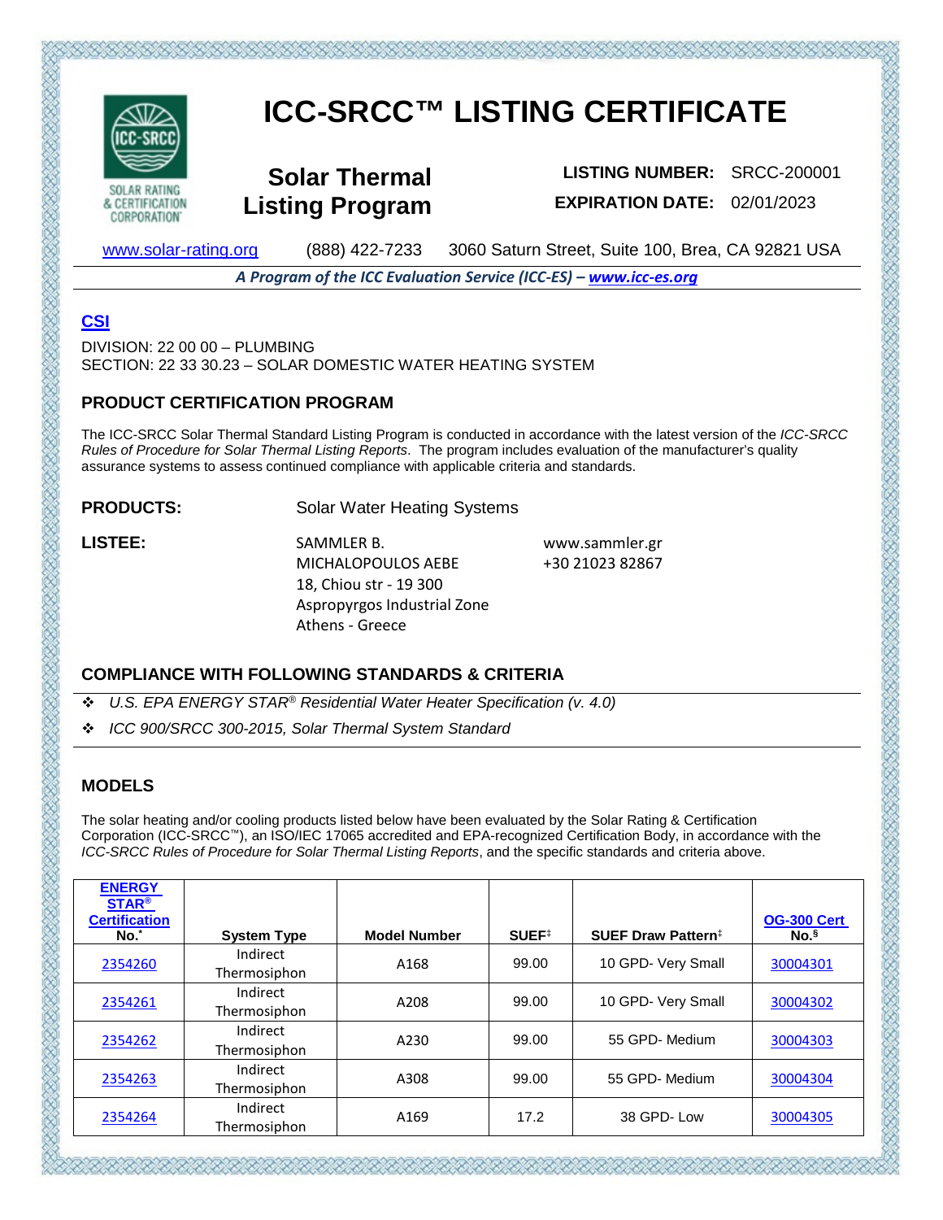# ICC-SRCC™ LISTING CERTIFICATE

SOLAR RATING & CERTIFICATION CORPORATION

## Solar Thermal Listing Program

**LISTING NUMBER:** SRCC-200001

**EXPIRATION DATE:** 02/01/2023

www.solar-rating.org (888) 422-7233 3060 Saturn Street, Suite 100, Brea, CA 92821 USA

***A Program of the ICC Evaluation Service (ICC-ES) – www.icc-es.org***

### CSI

DIVISION: 22 00 00 – PLUMBING
SECTION: 22 33 30.23 – SOLAR DOMESTIC WATER HEATING SYSTEM

### PRODUCT CERTIFICATION PROGRAM

The ICC-SRCC Solar Thermal Standard Listing Program is conducted in accordance with the latest version of the *ICC-SRCC Rules of Procedure for Solar Thermal Listing Reports*. The program includes evaluation of the manufacturer's quality assurance systems to assess continued compliance with applicable criteria and standards.

**PRODUCTS:** Solar Water Heating Systems

**LISTEE:** SAMMLER B. MICHALOPOULOS AEBE
18, Chiou str - 19 300
Aspropyrgos Industrial Zone
Athens - Greece

www.sammler.gr
+30 21023 82867

### COMPLIANCE WITH FOLLOWING STANDARDS & CRITERIA

- *U.S. EPA ENERGY STAR® Residential Water Heater Specification (v. 4.0)*
- *ICC 900/SRCC 300-2015, Solar Thermal System Standard*

### MODELS

The solar heating and/or cooling products listed below have been evaluated by the Solar Rating & Certification Corporation (ICC-SRCC™), an ISO/IEC 17065 accredited and EPA-recognized Certification Body, in accordance with the *ICC-SRCC Rules of Procedure for Solar Thermal Listing Reports*, and the specific standards and criteria above.

| ENERGY STAR® Certification No.* | System Type | Model Number | SUEF‡ | SUEF Draw Pattern‡ | OG-300 Cert No.§ |
|---|---|---|---|---|---|
| 2354260 | Indirect Thermosiphon | A168 | 99.00 | 10 GPD- Very Small | 30004301 |
| 2354261 | Indirect Thermosiphon | A208 | 99.00 | 10 GPD- Very Small | 30004302 |
| 2354262 | Indirect Thermosiphon | A230 | 99.00 | 55 GPD- Medium | 30004303 |
| 2354263 | Indirect Thermosiphon | A308 | 99.00 | 55 GPD- Medium | 30004304 |
| 2354264 | Indirect Thermosiphon | A169 | 17.2 | 38 GPD- Low | 30004305 |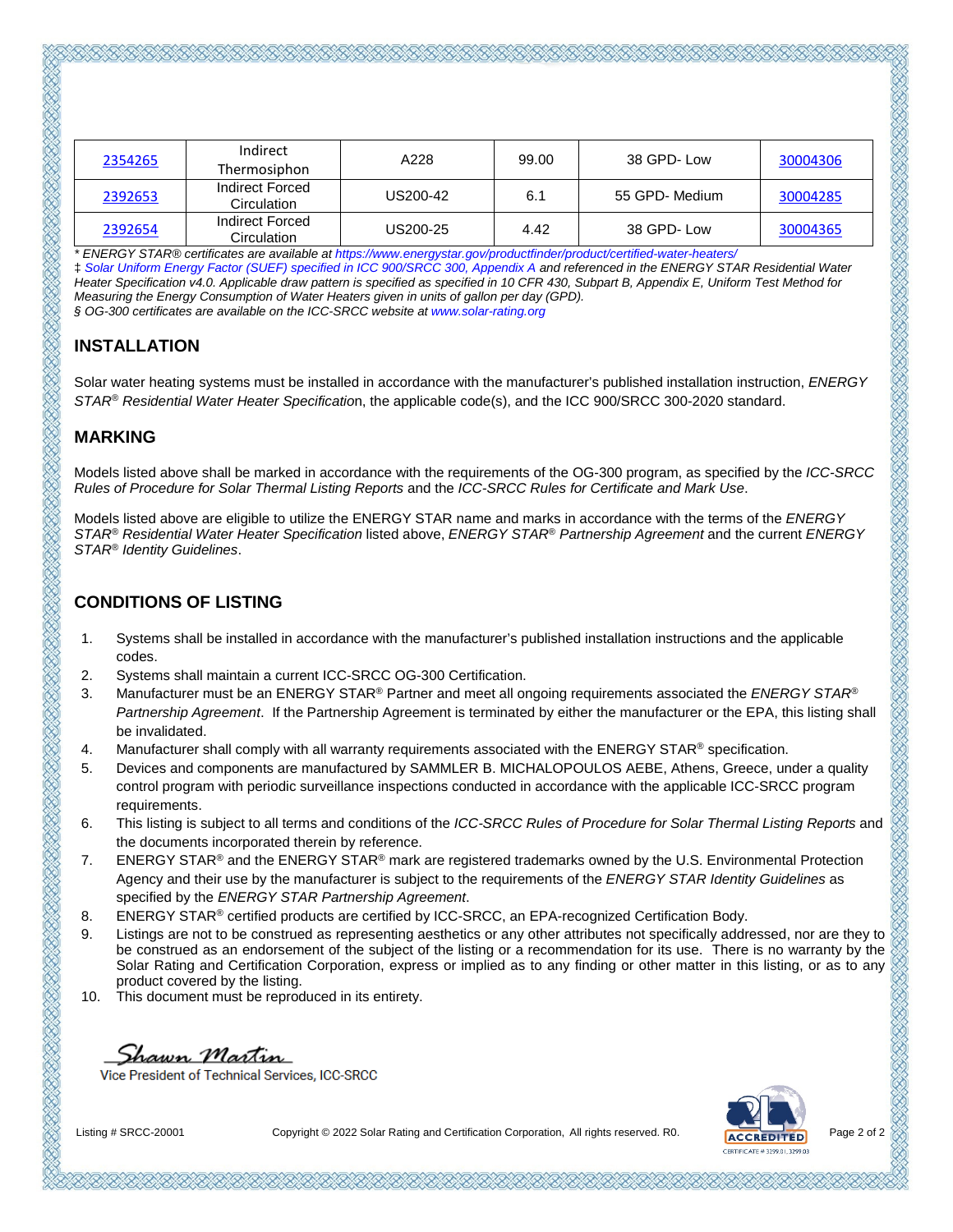| | | | | | |
|---|---|---|---|---|---|
| 2354265 | Indirect Thermosiphon | A228 | 99.00 | 38 GPD- Low | 30004306 |
| 2392653 | Indirect Forced Circulation | US200-42 | 6.1 | 55 GPD- Medium | 30004285 |
| 2392654 | Indirect Forced Circulation | US200-25 | 4.42 | 38 GPD- Low | 30004365 |

*\* ENERGY STAR® certificates are available at https://www.energystar.gov/productfinder/product/certified-water-heaters/*

*‡ Solar Uniform Energy Factor (SUEF) specified in ICC 900/SRCC 300, Appendix A and referenced in the ENERGY STAR Residential Water Heater Specification v4.0. Applicable draw pattern is specified as specified in 10 CFR 430, Subpart B, Appendix E, Uniform Test Method for Measuring the Energy Consumption of Water Heaters given in units of gallon per day (GPD).*

*§ OG-300 certificates are available on the ICC-SRCC website at www.solar-rating.org*

## INSTALLATION

Solar water heating systems must be installed in accordance with the manufacturer's published installation instruction, *ENERGY STAR® Residential Water Heater Specification*, the applicable code(s), and the ICC 900/SRCC 300-2020 standard.

## MARKING

Models listed above shall be marked in accordance with the requirements of the OG-300 program, as specified by the *ICC-SRCC Rules of Procedure for Solar Thermal Listing Reports* and the *ICC-SRCC Rules for Certificate and Mark Use*.

Models listed above are eligible to utilize the ENERGY STAR name and marks in accordance with the terms of the *ENERGY STAR® Residential Water Heater Specification* listed above, *ENERGY STAR® Partnership Agreement* and the current *ENERGY STAR® Identity Guidelines*.

## CONDITIONS OF LISTING

1. Systems shall be installed in accordance with the manufacturer's published installation instructions and the applicable codes.
2. Systems shall maintain a current ICC-SRCC OG-300 Certification.
3. Manufacturer must be an ENERGY STAR® Partner and meet all ongoing requirements associated the *ENERGY STAR® Partnership Agreement*. If the Partnership Agreement is terminated by either the manufacturer or the EPA, this listing shall be invalidated.
4. Manufacturer shall comply with all warranty requirements associated with the ENERGY STAR® specification.
5. Devices and components are manufactured by SAMMLER B. MICHALOPOULOS AEBE, Athens, Greece, under a quality control program with periodic surveillance inspections conducted in accordance with the applicable ICC-SRCC program requirements.
6. This listing is subject to all terms and conditions of the *ICC-SRCC Rules of Procedure for Solar Thermal Listing Reports* and the documents incorporated therein by reference.
7. ENERGY STAR® and the ENERGY STAR® mark are registered trademarks owned by the U.S. Environmental Protection Agency and their use by the manufacturer is subject to the requirements of the *ENERGY STAR Identity Guidelines* as specified by the *ENERGY STAR Partnership Agreement*.
8. ENERGY STAR® certified products are certified by ICC-SRCC, an EPA-recognized Certification Body.
9. Listings are not to be construed as representing aesthetics or any other attributes not specifically addressed, nor are they to be construed as an endorsement of the subject of the listing or a recommendation for its use. There is no warranty by the Solar Rating and Certification Corporation, express or implied as to any finding or other matter in this listing, or as to any product covered by the listing.
10. This document must be reproduced in its entirety.

Shawn Martin

Vice President of Technical Services, ICC-SRCC

Listing # SRCC-20001 Copyright © 2022 Solar Rating and Certification Corporation, All rights reserved. R0.

ACCREDITED CERTIFICATE # 3299.01, 3299.03